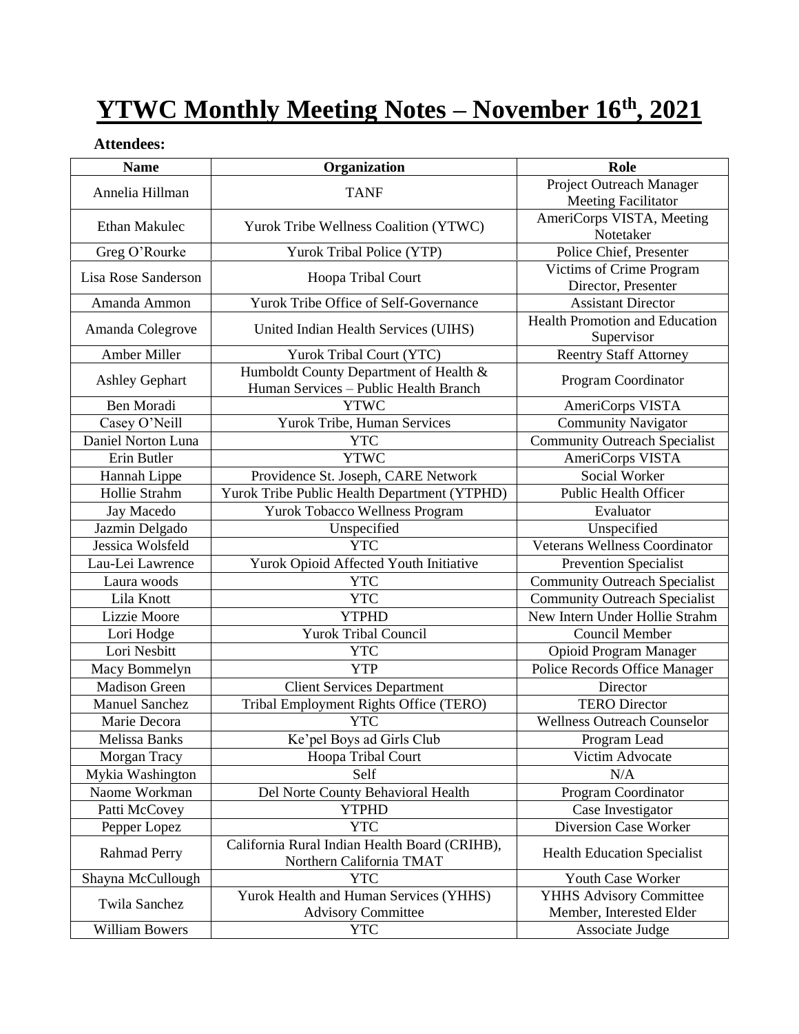# YTWC Monthly Meeting Notes – November 16th, 2021

**Attendees:**

| Name | Organization | Role |
|---|---|---|
| Annelia Hillman | TANF | Project Outreach Manager Meeting Facilitator |
| Ethan Makulec | Yurok Tribe Wellness Coalition (YTWC) | AmeriCorps VISTA, Meeting Notetaker |
| Greg O'Rourke | Yurok Tribal Police (YTP) | Police Chief, Presenter |
| Lisa Rose Sanderson | Hoopa Tribal Court | Victims of Crime Program Director, Presenter |
| Amanda Ammon | Yurok Tribe Office of Self-Governance | Assistant Director |
| Amanda Colegrove | United Indian Health Services (UIHS) | Health Promotion and Education Supervisor |
| Amber Miller | Yurok Tribal Court (YTC) | Reentry Staff Attorney |
| Ashley Gephart | Humboldt County Department of Health & Human Services – Public Health Branch | Program Coordinator |
| Ben Moradi | YTWC | AmeriCorps VISTA |
| Casey O'Neill | Yurok Tribe, Human Services | Community Navigator |
| Daniel Norton Luna | YTC | Community Outreach Specialist |
| Erin Butler | YTWC | AmeriCorps VISTA |
| Hannah Lippe | Providence St. Joseph, CARE Network | Social Worker |
| Hollie Strahm | Yurok Tribe Public Health Department (YTPHD) | Public Health Officer |
| Jay Macedo | Yurok Tobacco Wellness Program | Evaluator |
| Jazmin Delgado | Unspecified | Unspecified |
| Jessica Wolsfeld | YTC | Veterans Wellness Coordinator |
| Lau-Lei Lawrence | Yurok Opioid Affected Youth Initiative | Prevention Specialist |
| Laura woods | YTC | Community Outreach Specialist |
| Lila Knott | YTC | Community Outreach Specialist |
| Lizzie Moore | YTPHD | New Intern Under Hollie Strahm |
| Lori Hodge | Yurok Tribal Council | Council Member |
| Lori Nesbitt | YTC | Opioid Program Manager |
| Macy Bommelyn | YTP | Police Records Office Manager |
| Madison Green | Client Services Department | Director |
| Manuel Sanchez | Tribal Employment Rights Office (TERO) | TERO Director |
| Marie Decora | YTC | Wellness Outreach Counselor |
| Melissa Banks | Ke'pel Boys ad Girls Club | Program Lead |
| Morgan Tracy | Hoopa Tribal Court | Victim Advocate |
| Mykia Washington | Self | N/A |
| Naome Workman | Del Norte County Behavioral Health | Program Coordinator |
| Patti McCovey | YTPHD | Case Investigator |
| Pepper Lopez | YTC | Diversion Case Worker |
| Rahmad Perry | California Rural Indian Health Board (CRIHB), Northern California TMAT | Health Education Specialist |
| Shayna McCullough | YTC | Youth Case Worker |
| Twila Sanchez | Yurok Health and Human Services (YHHS) Advisory Committee | YHHS Advisory Committee Member, Interested Elder |
| William Bowers | YTC | Associate Judge |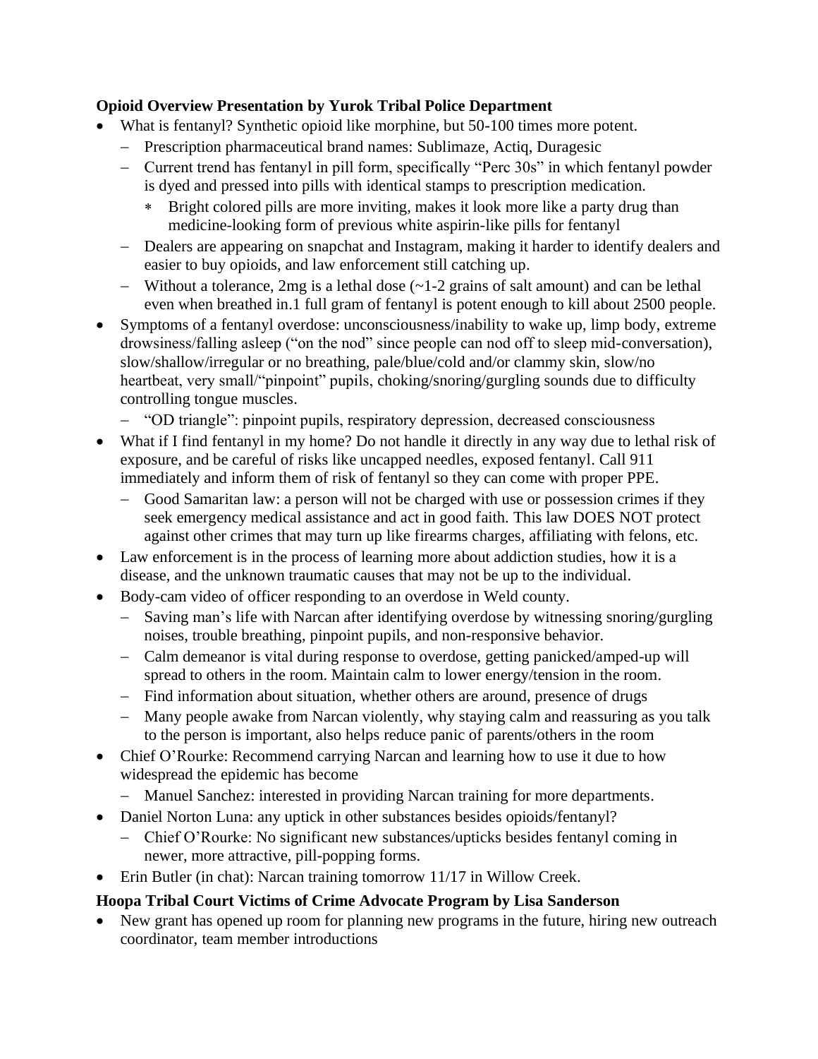**Opioid Overview Presentation by Yurok Tribal Police Department**

- What is fentanyl? Synthetic opioid like morphine, but 50-100 times more potent.
  - Prescription pharmaceutical brand names: Sublimaze, Actiq, Duragesic
  - Current trend has fentanyl in pill form, specifically "Perc 30s" in which fentanyl powder is dyed and pressed into pills with identical stamps to prescription medication.
    - Bright colored pills are more inviting, makes it look more like a party drug than medicine-looking form of previous white aspirin-like pills for fentanyl
  - Dealers are appearing on snapchat and Instagram, making it harder to identify dealers and easier to buy opioids, and law enforcement still catching up.
  - Without a tolerance, 2mg is a lethal dose (~1-2 grains of salt amount) and can be lethal even when breathed in.1 full gram of fentanyl is potent enough to kill about 2500 people.
- Symptoms of a fentanyl overdose: unconsciousness/inability to wake up, limp body, extreme drowsiness/falling asleep ("on the nod" since people can nod off to sleep mid-conversation), slow/shallow/irregular or no breathing, pale/blue/cold and/or clammy skin, slow/no heartbeat, very small/"pinpoint" pupils, choking/snoring/gurgling sounds due to difficulty controlling tongue muscles.
  - "OD triangle": pinpoint pupils, respiratory depression, decreased consciousness
- What if I find fentanyl in my home? Do not handle it directly in any way due to lethal risk of exposure, and be careful of risks like uncapped needles, exposed fentanyl. Call 911 immediately and inform them of risk of fentanyl so they can come with proper PPE.
  - Good Samaritan law: a person will not be charged with use or possession crimes if they seek emergency medical assistance and act in good faith. This law DOES NOT protect against other crimes that may turn up like firearms charges, affiliating with felons, etc.
- Law enforcement is in the process of learning more about addiction studies, how it is a disease, and the unknown traumatic causes that may not be up to the individual.
- Body-cam video of officer responding to an overdose in Weld county.
  - Saving man's life with Narcan after identifying overdose by witnessing snoring/gurgling noises, trouble breathing, pinpoint pupils, and non-responsive behavior.
  - Calm demeanor is vital during response to overdose, getting panicked/amped-up will spread to others in the room. Maintain calm to lower energy/tension in the room.
  - Find information about situation, whether others are around, presence of drugs
  - Many people awake from Narcan violently, why staying calm and reassuring as you talk to the person is important, also helps reduce panic of parents/others in the room
- Chief O'Rourke: Recommend carrying Narcan and learning how to use it due to how widespread the epidemic has become
  - Manuel Sanchez: interested in providing Narcan training for more departments.
- Daniel Norton Luna: any uptick in other substances besides opioids/fentanyl?
  - Chief O'Rourke: No significant new substances/upticks besides fentanyl coming in newer, more attractive, pill-popping forms.
- Erin Butler (in chat): Narcan training tomorrow 11/17 in Willow Creek.

**Hoopa Tribal Court Victims of Crime Advocate Program by Lisa Sanderson**

- New grant has opened up room for planning new programs in the future, hiring new outreach coordinator, team member introductions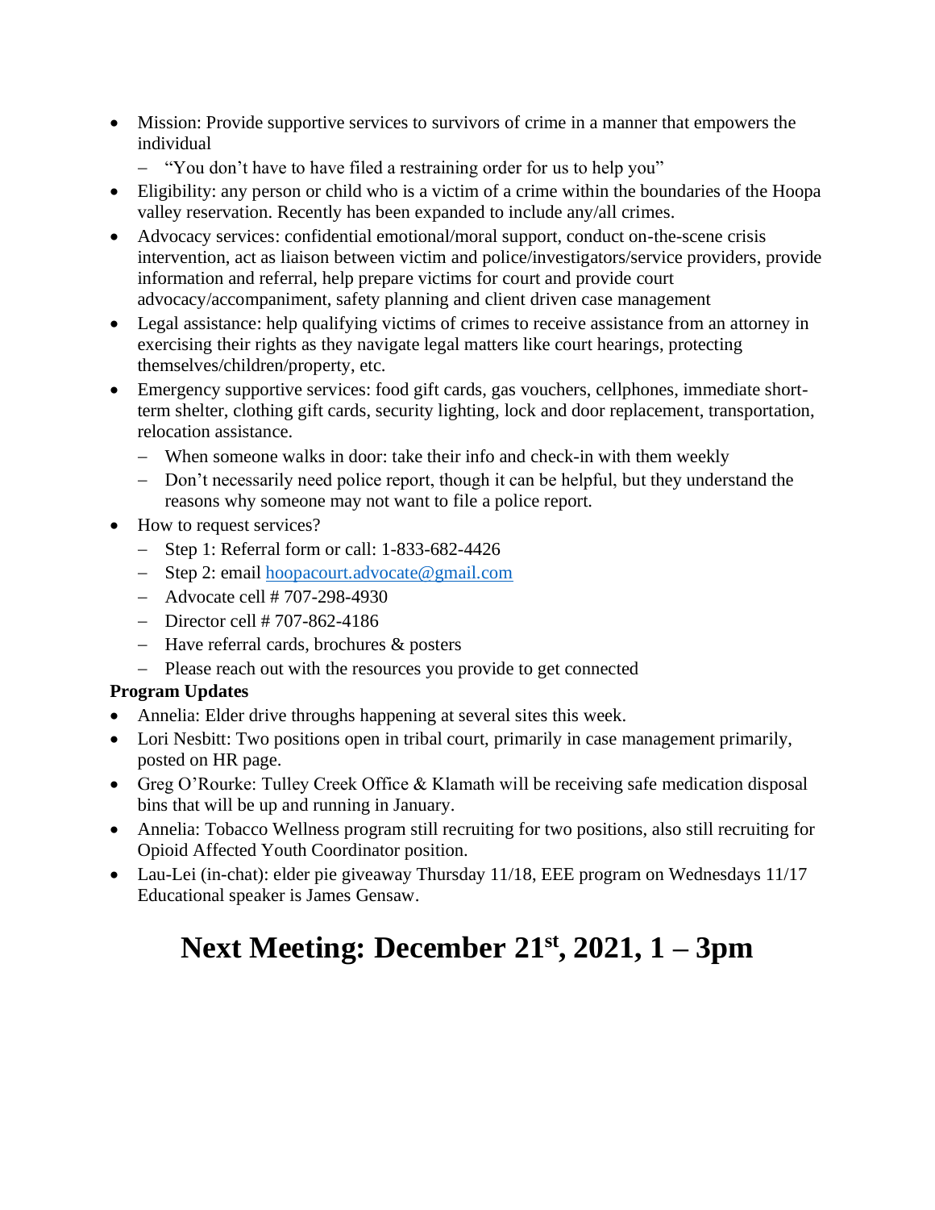- Mission: Provide supportive services to survivors of crime in a manner that empowers the individual
  - "You don't have to have filed a restraining order for us to help you"
- Eligibility: any person or child who is a victim of a crime within the boundaries of the Hoopa valley reservation. Recently has been expanded to include any/all crimes.
- Advocacy services: confidential emotional/moral support, conduct on-the-scene crisis intervention, act as liaison between victim and police/investigators/service providers, provide information and referral, help prepare victims for court and provide court advocacy/accompaniment, safety planning and client driven case management
- Legal assistance: help qualifying victims of crimes to receive assistance from an attorney in exercising their rights as they navigate legal matters like court hearings, protecting themselves/children/property, etc.
- Emergency supportive services: food gift cards, gas vouchers, cellphones, immediate short-term shelter, clothing gift cards, security lighting, lock and door replacement, transportation, relocation assistance.
  - When someone walks in door: take their info and check-in with them weekly
  - Don't necessarily need police report, though it can be helpful, but they understand the reasons why someone may not want to file a police report.
- How to request services?
  - Step 1: Referral form or call: 1-833-682-4426
  - Step 2: email hoopacourt.advocate@gmail.com
  - Advocate cell # 707-298-4930
  - Director cell # 707-862-4186
  - Have referral cards, brochures & posters
  - Please reach out with the resources you provide to get connected

**Program Updates**

- Annelia: Elder drive throughs happening at several sites this week.
- Lori Nesbitt: Two positions open in tribal court, primarily in case management primarily, posted on HR page.
- Greg O'Rourke: Tulley Creek Office & Klamath will be receiving safe medication disposal bins that will be up and running in January.
- Annelia: Tobacco Wellness program still recruiting for two positions, also still recruiting for Opioid Affected Youth Coordinator position.
- Lau-Lei (in-chat): elder pie giveaway Thursday 11/18, EEE program on Wednesdays 11/17 Educational speaker is James Gensaw.

# Next Meeting: December 21st, 2021, 1 – 3pm